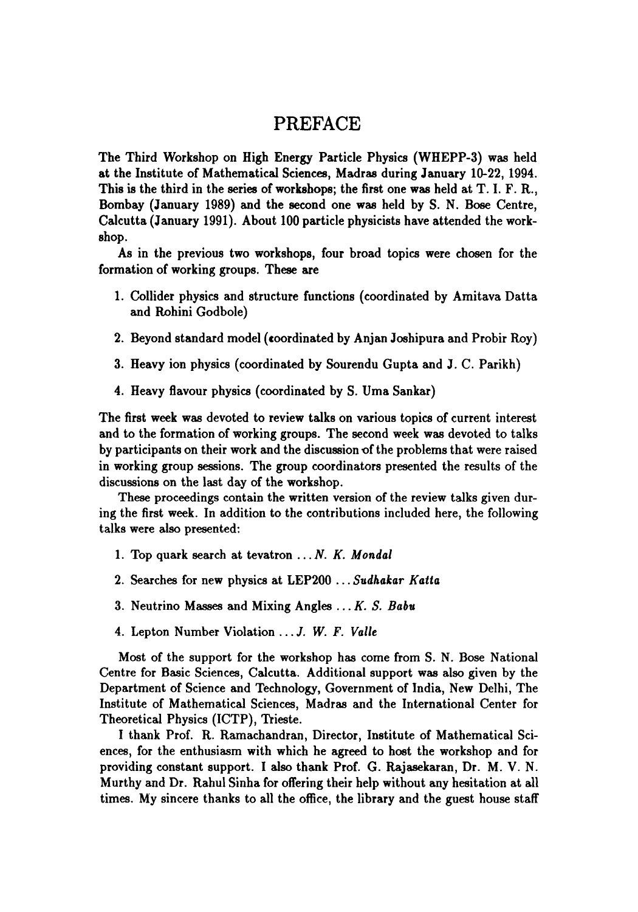# PREFACE

The Third Workshop on High Energy Particle Physics (WHEPP-3) was held at the Institute of Mathematical Sciences, Madras during January 10-22, 1994. This is the third in the series of workshops; the first one was held at T. I. F. R., Bombay (January 1989) and the second one was held by S. N. Bose Centre, Calcutta (January 1991). About 100 particle physicists have attended the workshop.

As in the previous two workshops, four broad topics were chosen for the formation of working groups. These are

1. Collider physics and structure functions (coordinated by Amitava Datta and Rohini Godbole)
2. Beyond standard model (coordinated by Anjan Joshipura and Probir Roy)
3. Heavy ion physics (coordinated by Sourendu Gupta and J. C. Parikh)
4. Heavy flavour physics (coordinated by S. Uma Sankar)

The first week was devoted to review talks on various topics of current interest and to the formation of working groups. The second week was devoted to talks by participants on their work and the discussion of the problems that were raised in working group sessions. The group coordinators presented the results of the discussions on the last day of the workshop.

These proceedings contain the written version of the review talks given during the first week. In addition to the contributions included here, the following talks were also presented:

1. Top quark search at tevatron ... *N. K. Mondal*
2. Searches for new physics at LEP200 ... *Sudhakar Katta*
3. Neutrino Masses and Mixing Angles ... *K. S. Babu*
4. Lepton Number Violation ... *J. W. F. Valle*

Most of the support for the workshop has come from S. N. Bose National Centre for Basic Sciences, Calcutta. Additional support was also given by the Department of Science and Technology, Government of India, New Delhi, The Institute of Mathematical Sciences, Madras and the International Center for Theoretical Physics (ICTP), Trieste.

I thank Prof. R. Ramachandran, Director, Institute of Mathematical Sciences, for the enthusiasm with which he agreed to host the workshop and for providing constant support. I also thank Prof. G. Rajasekaran, Dr. M. V. N. Murthy and Dr. Rahul Sinha for offering their help without any hesitation at all times. My sincere thanks to all the office, the library and the guest house staff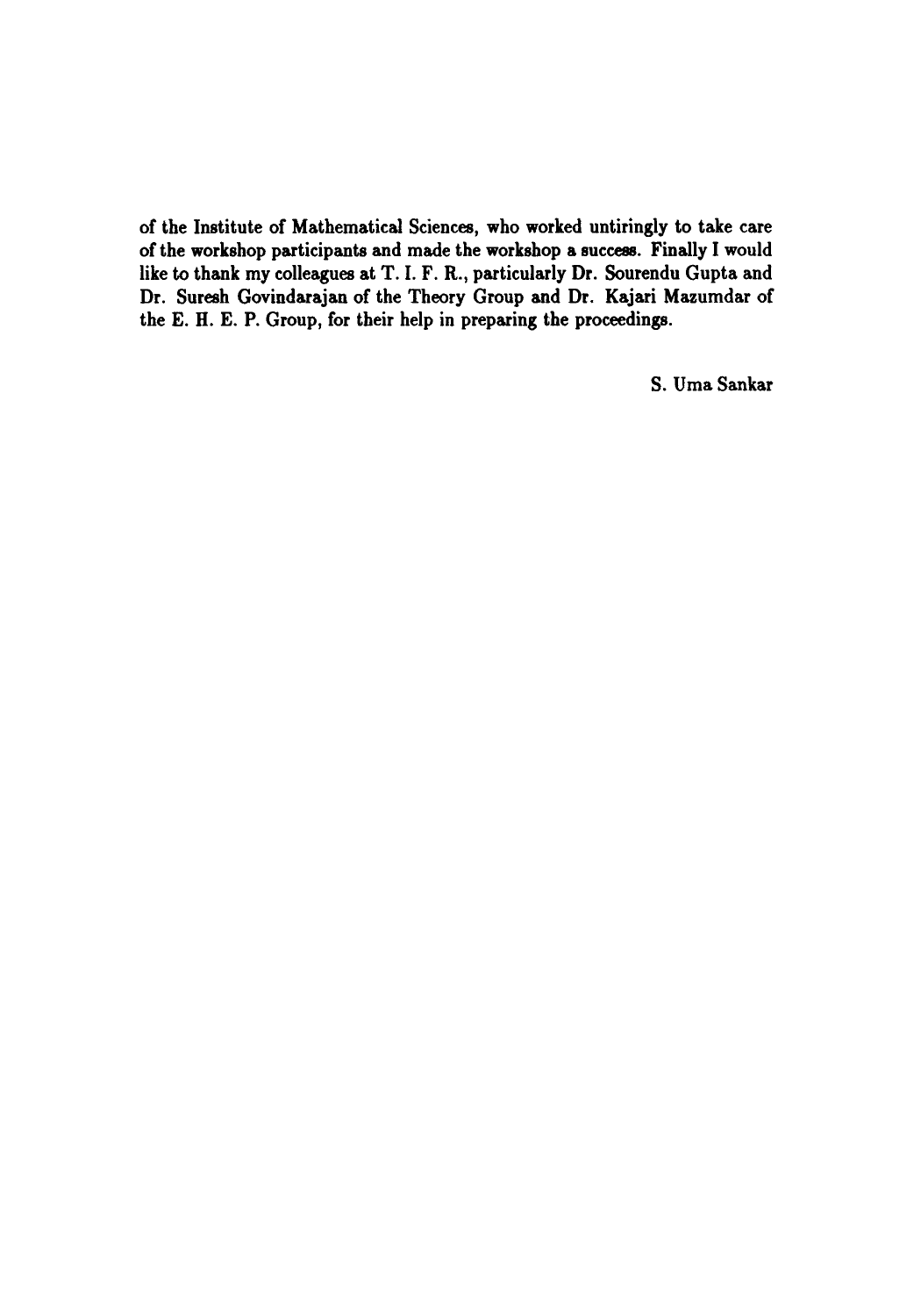of the Institute of Mathematical Sciences, who worked untiringly to take care of the workshop participants and made the workshop a success. Finally I would like to thank my colleagues at T. I. F. R., particularly Dr. Sourendu Gupta and Dr. Suresh Govindarajan of the Theory Group and Dr. Kajari Mazumdar of the E. H. E. P. Group, for their help in preparing the proceedings.

S. Uma Sankar